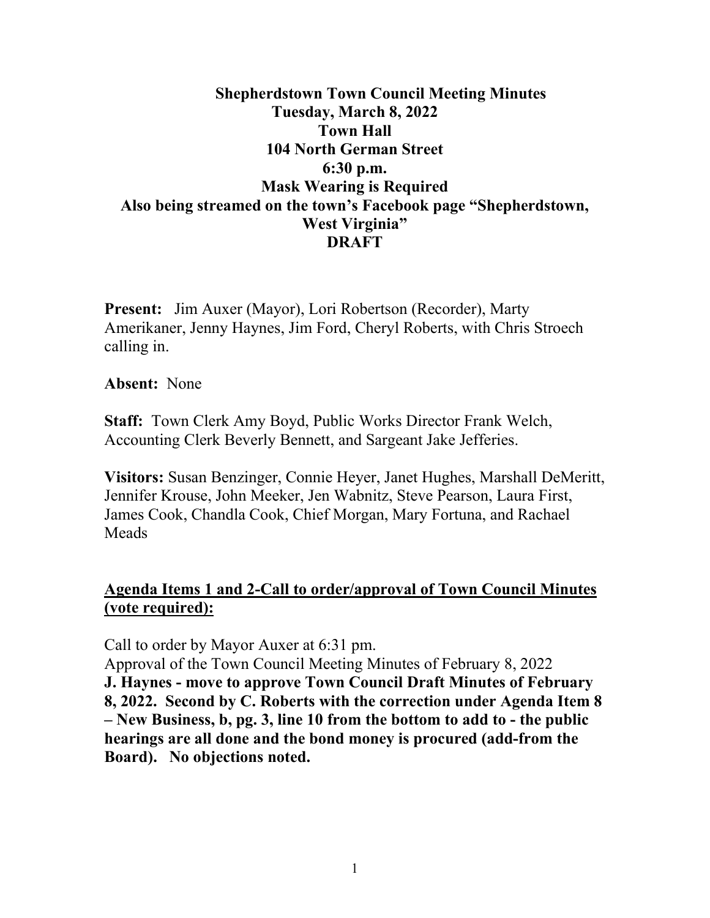**Shepherdstown Town Council Meeting Minutes**
**Tuesday, March 8, 2022**
**Town Hall**
**104 North German Street**
**6:30 p.m.**
**Mask Wearing is Required**
**Also being streamed on the town's Facebook page "Shepherdstown, West Virginia"**
**DRAFT**

**Present:** Jim Auxer (Mayor), Lori Robertson (Recorder), Marty Amerikaner, Jenny Haynes, Jim Ford, Cheryl Roberts, with Chris Stroech calling in.

**Absent:** None

**Staff:** Town Clerk Amy Boyd, Public Works Director Frank Welch, Accounting Clerk Beverly Bennett, and Sargeant Jake Jefferies.

**Visitors:** Susan Benzinger, Connie Heyer, Janet Hughes, Marshall DeMeritt, Jennifer Krouse, John Meeker, Jen Wabnitz, Steve Pearson, Laura First, James Cook, Chandla Cook, Chief Morgan, Mary Fortuna, and Rachael Meads

**Agenda Items 1 and 2-Call to order/approval of Town Council Minutes (vote required):**

Call to order by Mayor Auxer at 6:31 pm.
Approval of the Town Council Meeting Minutes of February 8, 2022
**J. Haynes - move to approve Town Council Draft Minutes of February 8, 2022. Second by C. Roberts with the correction under Agenda Item 8 – New Business, b, pg. 3, line 10 from the bottom to add to - the public hearings are all done and the bond money is procured (add-from the Board). No objections noted.**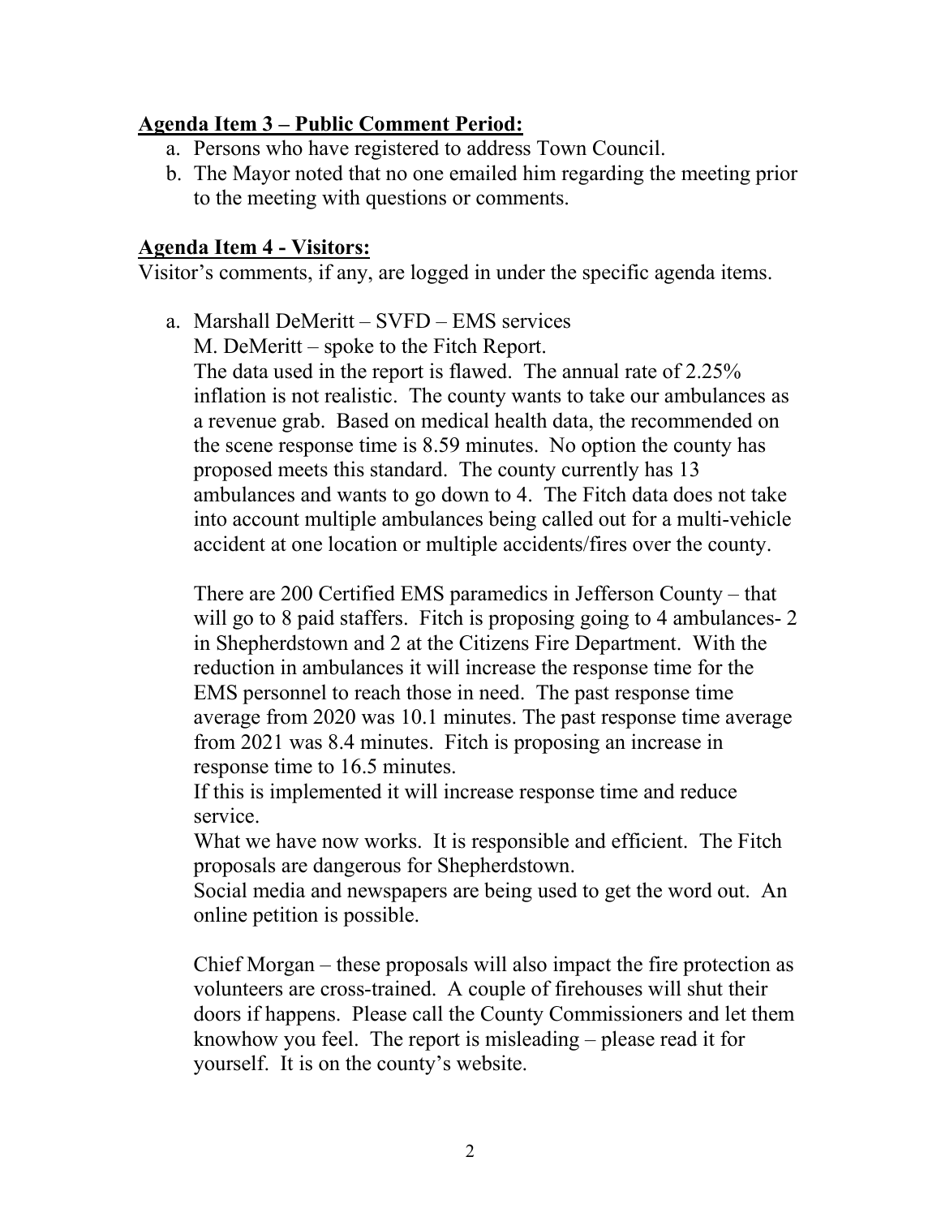**Agenda Item 3 – Public Comment Period:**

a. Persons who have registered to address Town Council.
b. The Mayor noted that no one emailed him regarding the meeting prior to the meeting with questions or comments.

**Agenda Item 4 - Visitors:**

Visitor's comments, if any, are logged in under the specific agenda items.

a. Marshall DeMeritt – SVFD – EMS services

   M. DeMeritt – spoke to the Fitch Report.

   The data used in the report is flawed. The annual rate of 2.25% inflation is not realistic. The county wants to take our ambulances as a revenue grab. Based on medical health data, the recommended on the scene response time is 8.59 minutes. No option the county has proposed meets this standard. The county currently has 13 ambulances and wants to go down to 4. The Fitch data does not take into account multiple ambulances being called out for a multi-vehicle accident at one location or multiple accidents/fires over the county.

   There are 200 Certified EMS paramedics in Jefferson County – that will go to 8 paid staffers. Fitch is proposing going to 4 ambulances- 2 in Shepherdstown and 2 at the Citizens Fire Department. With the reduction in ambulances it will increase the response time for the EMS personnel to reach those in need. The past response time average from 2020 was 10.1 minutes. The past response time average from 2021 was 8.4 minutes. Fitch is proposing an increase in response time to 16.5 minutes.

   If this is implemented it will increase response time and reduce service.

   What we have now works. It is responsible and efficient. The Fitch proposals are dangerous for Shepherdstown.

   Social media and newspapers are being used to get the word out. An online petition is possible.

   Chief Morgan – these proposals will also impact the fire protection as volunteers are cross-trained. A couple of firehouses will shut their doors if happens. Please call the County Commissioners and let them knowhow you feel. The report is misleading – please read it for yourself. It is on the county's website.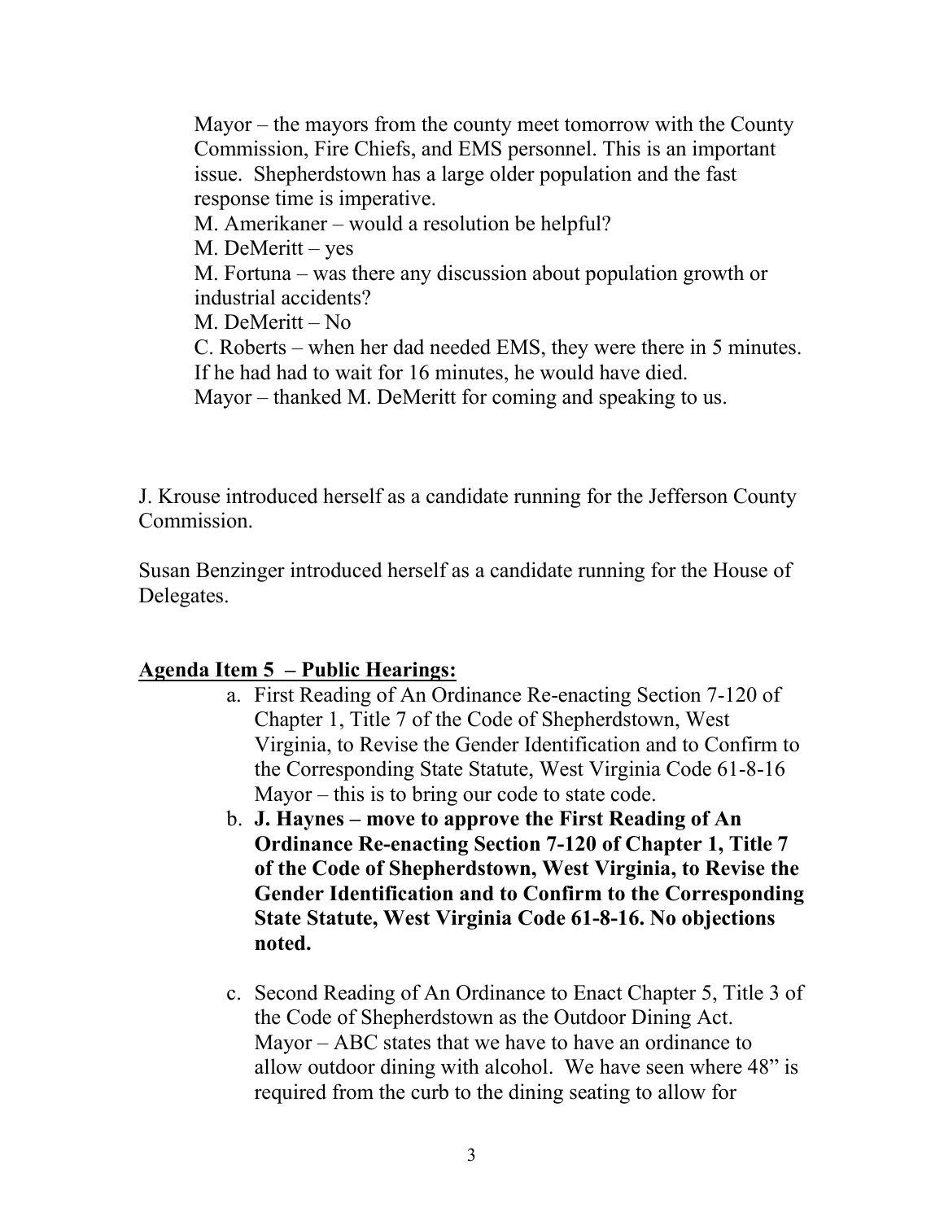Mayor – the mayors from the county meet tomorrow with the County Commission, Fire Chiefs, and EMS personnel. This is an important issue. Shepherdstown has a large older population and the fast response time is imperative.
M. Amerikaner – would a resolution be helpful?
M. DeMeritt – yes
M. Fortuna – was there any discussion about population growth or industrial accidents?
M. DeMeritt – No
C. Roberts – when her dad needed EMS, they were there in 5 minutes. If he had had to wait for 16 minutes, he would have died.
Mayor – thanked M. DeMeritt for coming and speaking to us.

J. Krouse introduced herself as a candidate running for the Jefferson County Commission.

Susan Benzinger introduced herself as a candidate running for the House of Delegates.

**Agenda Item 5 – Public Hearings:**

a. First Reading of An Ordinance Re-enacting Section 7-120 of Chapter 1, Title 7 of the Code of Shepherdstown, West Virginia, to Revise the Gender Identification and to Confirm to the Corresponding State Statute, West Virginia Code 61-8-16
Mayor – this is to bring our code to state code.
b. **J. Haynes – move to approve the First Reading of An Ordinance Re-enacting Section 7-120 of Chapter 1, Title 7 of the Code of Shepherdstown, West Virginia, to Revise the Gender Identification and to Confirm to the Corresponding State Statute, West Virginia Code 61-8-16. No objections noted.**

c. Second Reading of An Ordinance to Enact Chapter 5, Title 3 of the Code of Shepherdstown as the Outdoor Dining Act.
Mayor – ABC states that we have to have an ordinance to allow outdoor dining with alcohol. We have seen where 48" is required from the curb to the dining seating to allow for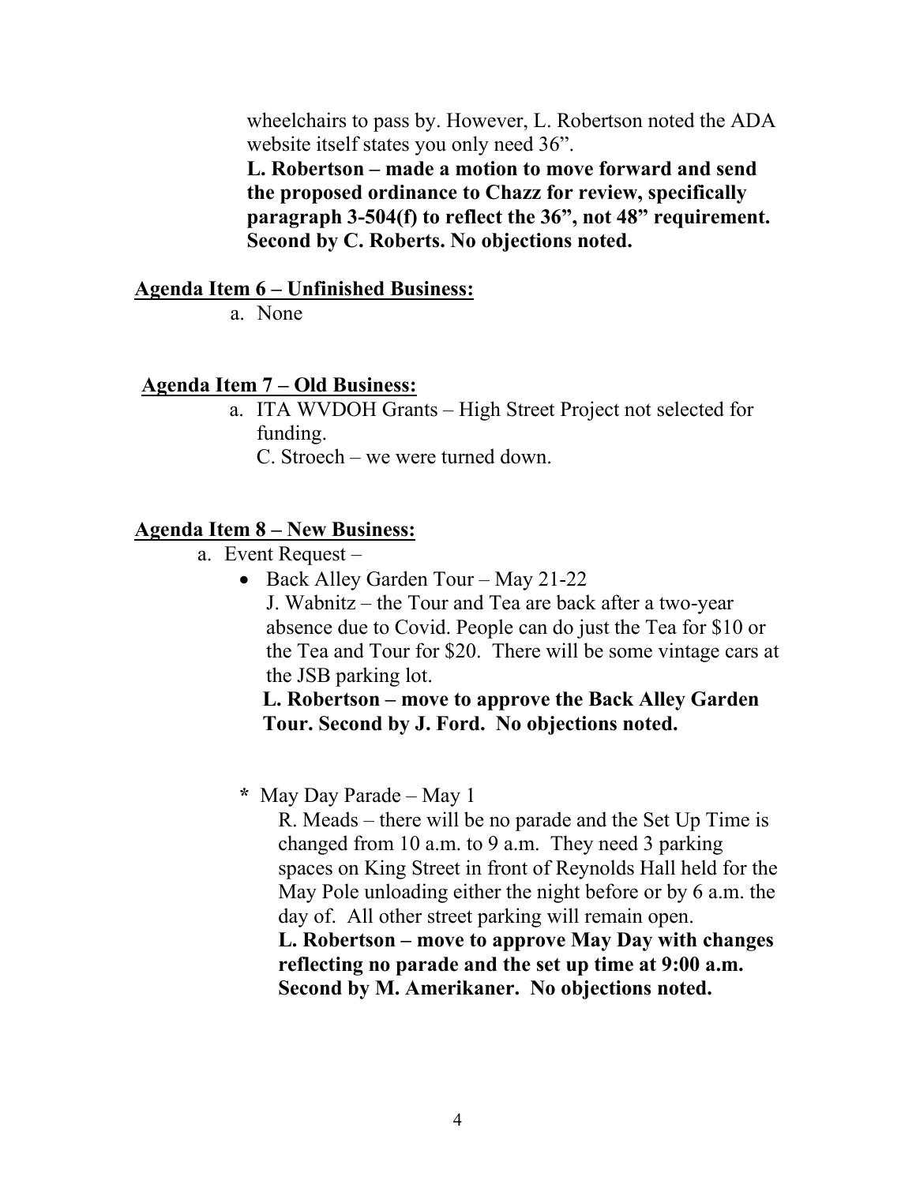wheelchairs to pass by. However, L. Robertson noted the ADA website itself states you only need 36".

**L. Robertson – made a motion to move forward and send the proposed ordinance to Chazz for review, specifically paragraph 3-504(f) to reflect the 36", not 48" requirement. Second by C. Roberts. No objections noted.**

**<u>Agenda Item 6 – Unfinished Business:</u>**

a. None

**<u>Agenda Item 7 – Old Business:</u>**

a. ITA WVDOH Grants – High Street Project not selected for funding.
   C. Stroech – we were turned down.

**<u>Agenda Item 8 – New Business:</u>**

a. Event Request –

- Back Alley Garden Tour – May 21-22
  J. Wabnitz – the Tour and Tea are back after a two-year absence due to Covid. People can do just the Tea for $10 or the Tea and Tour for $20. There will be some vintage cars at the JSB parking lot.
  **L. Robertson – move to approve the Back Alley Garden Tour. Second by J. Ford. No objections noted.**

\* May Day Parade – May 1
  R. Meads – there will be no parade and the Set Up Time is changed from 10 a.m. to 9 a.m. They need 3 parking spaces on King Street in front of Reynolds Hall held for the May Pole unloading either the night before or by 6 a.m. the day of. All other street parking will remain open.
  **L. Robertson – move to approve May Day with changes reflecting no parade and the set up time at 9:00 a.m. Second by M. Amerikaner. No objections noted.**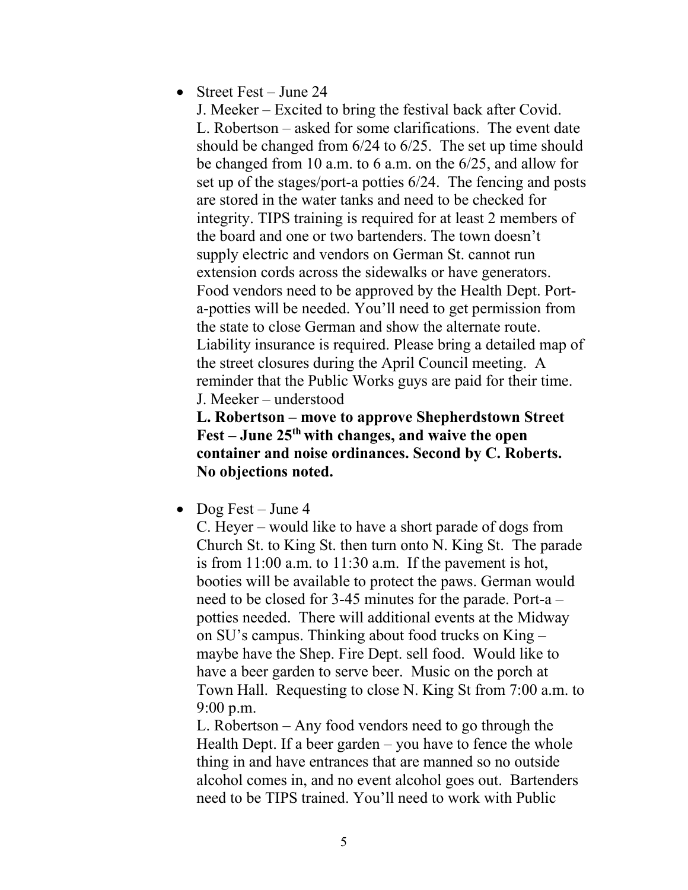- Street Fest – June 24

  J. Meeker – Excited to bring the festival back after Covid.
  L. Robertson – asked for some clarifications. The event date should be changed from 6/24 to 6/25. The set up time should be changed from 10 a.m. to 6 a.m. on the 6/25, and allow for set up of the stages/port-a potties 6/24. The fencing and posts are stored in the water tanks and need to be checked for integrity. TIPS training is required for at least 2 members of the board and one or two bartenders. The town doesn't supply electric and vendors on German St. cannot run extension cords across the sidewalks or have generators. Food vendors need to be approved by the Health Dept. Port-a-potties will be needed. You'll need to get permission from the state to close German and show the alternate route. Liability insurance is required. Please bring a detailed map of the street closures during the April Council meeting. A reminder that the Public Works guys are paid for their time.
  J. Meeker – understood

  **L. Robertson – move to approve Shepherdstown Street Fest – June 25th with changes, and waive the open container and noise ordinances. Second by C. Roberts. No objections noted.**

- Dog Fest – June 4

  C. Heyer – would like to have a short parade of dogs from Church St. to King St. then turn onto N. King St. The parade is from 11:00 a.m. to 11:30 a.m. If the pavement is hot, booties will be available to protect the paws. German would need to be closed for 3-45 minutes for the parade. Port-a – potties needed. There will additional events at the Midway on SU's campus. Thinking about food trucks on King – maybe have the Shep. Fire Dept. sell food. Would like to have a beer garden to serve beer. Music on the porch at Town Hall. Requesting to close N. King St from 7:00 a.m. to 9:00 p.m.

  L. Robertson – Any food vendors need to go through the Health Dept. If a beer garden – you have to fence the whole thing in and have entrances that are manned so no outside alcohol comes in, and no event alcohol goes out. Bartenders need to be TIPS trained. You'll need to work with Public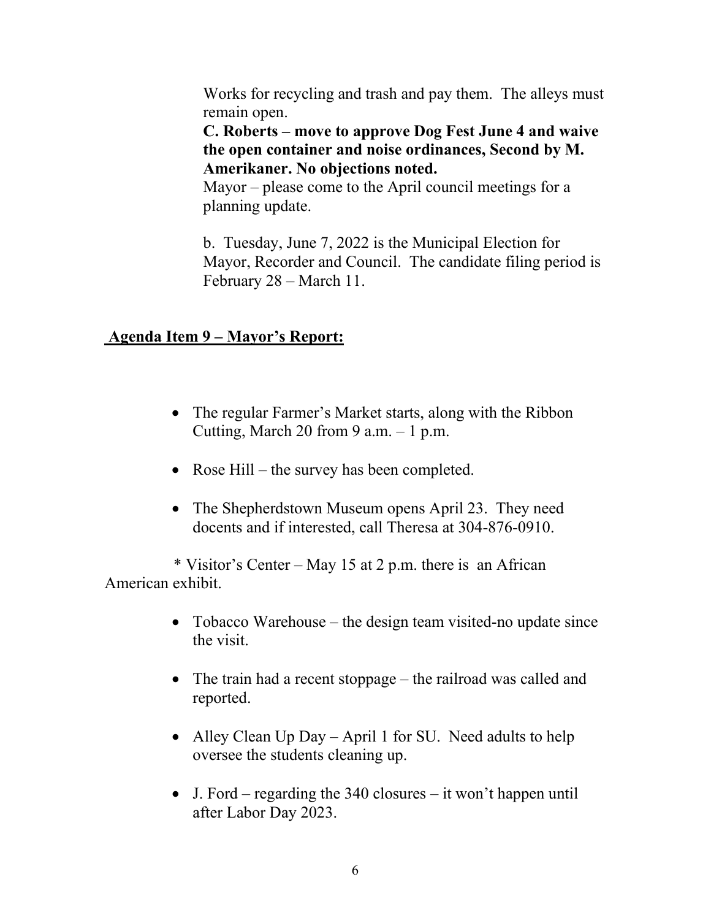Works for recycling and trash and pay them. The alleys must remain open.

**C. Roberts – move to approve Dog Fest June 4 and waive the open container and noise ordinances, Second by M. Amerikaner. No objections noted.**

Mayor – please come to the April council meetings for a planning update.

b. Tuesday, June 7, 2022 is the Municipal Election for Mayor, Recorder and Council. The candidate filing period is February 28 – March 11.

## Agenda Item 9 – Mayor's Report:

- The regular Farmer's Market starts, along with the Ribbon Cutting, March 20 from 9 a.m. – 1 p.m.
- Rose Hill – the survey has been completed.
- The Shepherdstown Museum opens April 23. They need docents and if interested, call Theresa at 304-876-0910.

\* Visitor's Center – May 15 at 2 p.m. there is an African American exhibit.

- Tobacco Warehouse – the design team visited-no update since the visit.
- The train had a recent stoppage – the railroad was called and reported.
- Alley Clean Up Day – April 1 for SU. Need adults to help oversee the students cleaning up.
- J. Ford – regarding the 340 closures – it won't happen until after Labor Day 2023.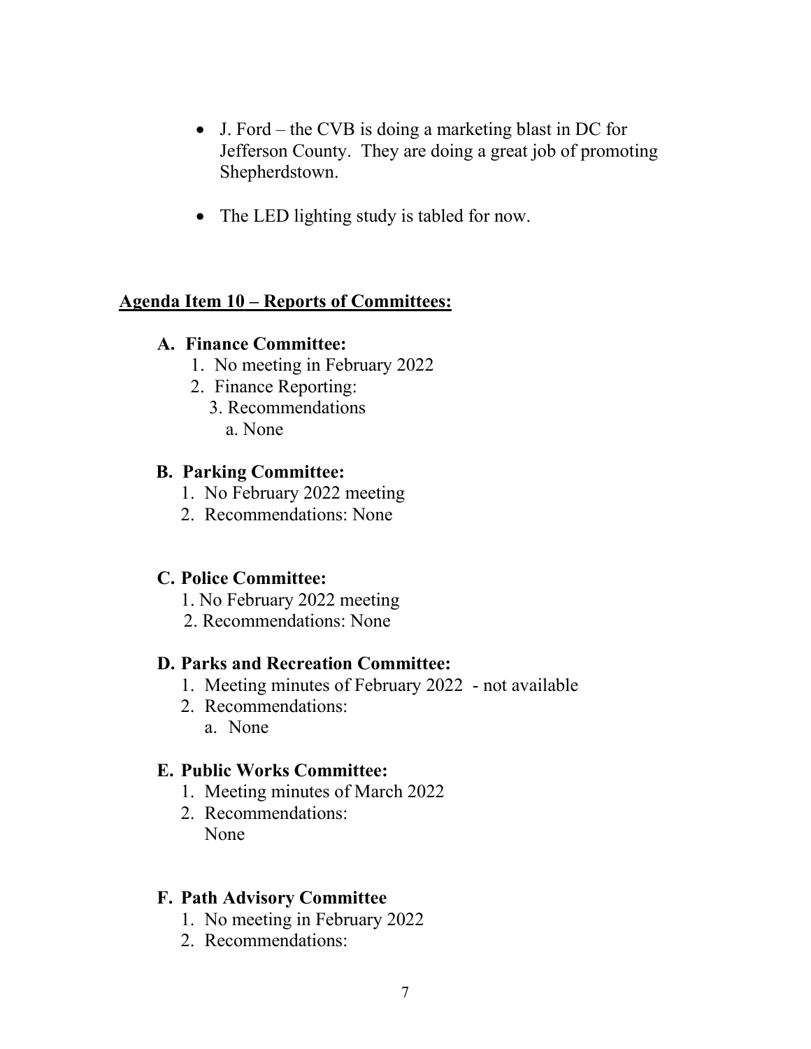- J. Ford – the CVB is doing a marketing blast in DC for Jefferson County. They are doing a great job of promoting Shepherdstown.

- The LED lighting study is tabled for now.

**Agenda Item 10 – Reports of Committees:**

**A. Finance Committee:**

1. No meeting in February 2022
2. Finance Reporting:
3. Recommendations
   a. None

**B. Parking Committee:**

1. No February 2022 meeting
2. Recommendations: None

**C. Police Committee:**

1. No February 2022 meeting
2. Recommendations: None

**D. Parks and Recreation Committee:**

1. Meeting minutes of February 2022 - not available
2. Recommendations:
   a. None

**E. Public Works Committee:**

1. Meeting minutes of March 2022
2. Recommendations:
   None

**F. Path Advisory Committee**

1. No meeting in February 2022
2. Recommendations: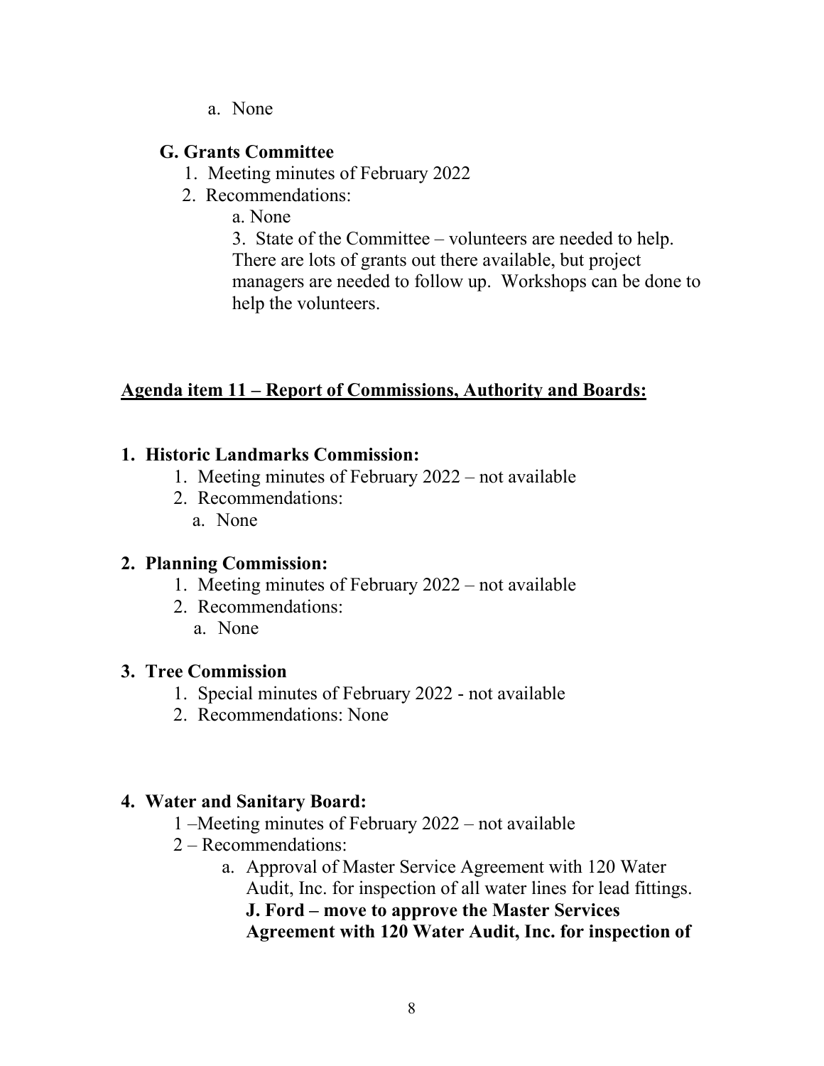a. None

**G. Grants Committee**

1. Meeting minutes of February 2022
2. Recommendations:
   a. None

   3. State of the Committee – volunteers are needed to help. There are lots of grants out there available, but project managers are needed to follow up. Workshops can be done to help the volunteers.

## <u>Agenda item 11 – Report of Commissions, Authority and Boards:</u>

**1. Historic Landmarks Commission:**

1. Meeting minutes of February 2022 – not available
2. Recommendations:
   a. None

**2. Planning Commission:**

1. Meeting minutes of February 2022 – not available
2. Recommendations:
   a. None

**3. Tree Commission**

1. Special minutes of February 2022 - not available
2. Recommendations: None

**4. Water and Sanitary Board:**

1 –Meeting minutes of February 2022 – not available

2 – Recommendations:

a. Approval of Master Service Agreement with 120 Water Audit, Inc. for inspection of all water lines for lead fittings. **J. Ford – move to approve the Master Services Agreement with 120 Water Audit, Inc. for inspection of**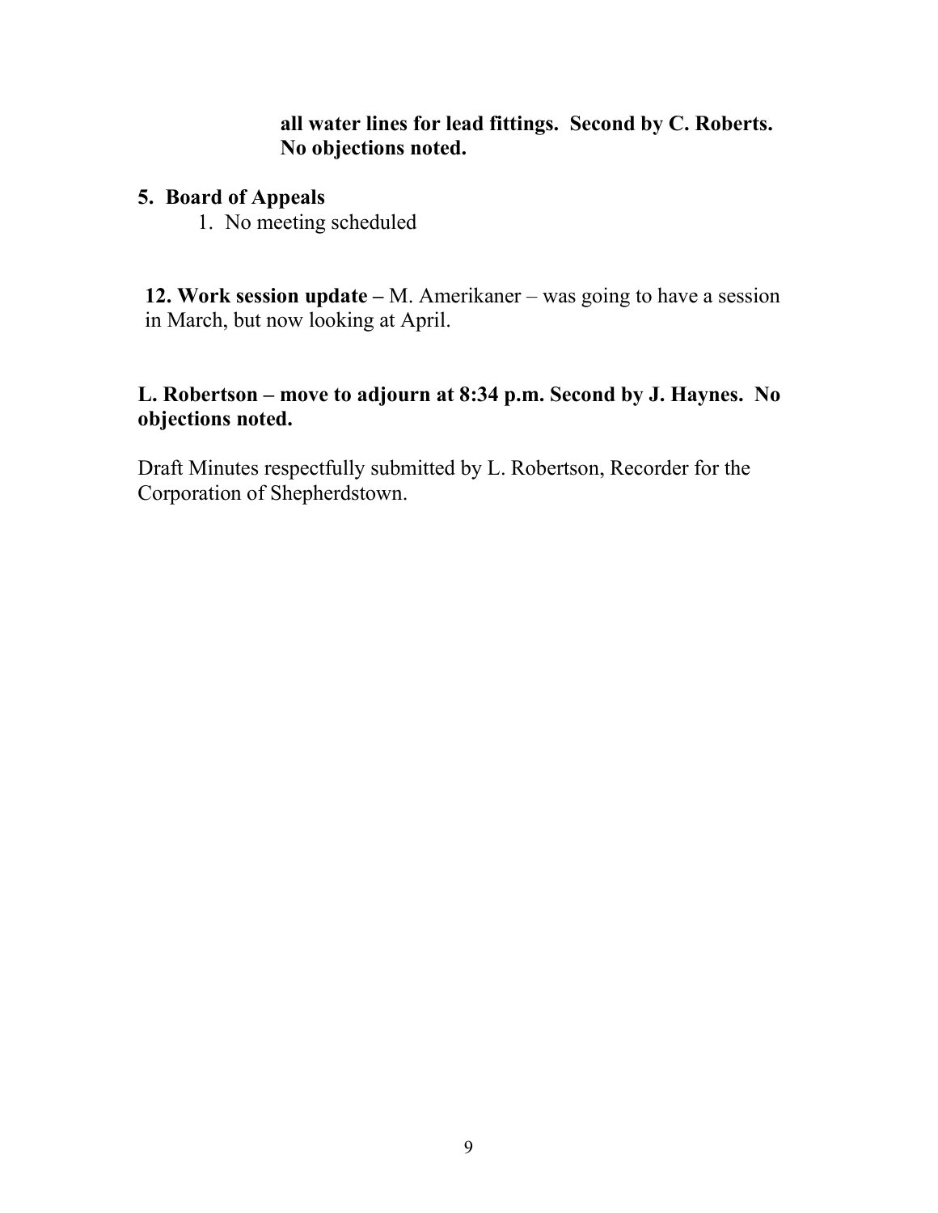**all water lines for lead fittings. Second by C. Roberts. No objections noted.**

**5. Board of Appeals**

1. No meeting scheduled

**12. Work session update –** M. Amerikaner – was going to have a session in March, but now looking at April.

**L. Robertson – move to adjourn at 8:34 p.m. Second by J. Haynes. No objections noted.**

Draft Minutes respectfully submitted by L. Robertson, Recorder for the Corporation of Shepherdstown.